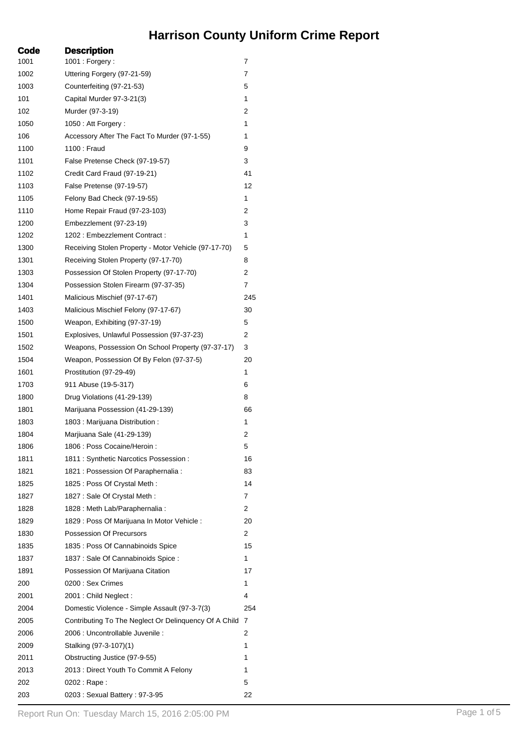# Harrison County Uniform Crime Report

| Code | Description | |
|---|---|---|
| 1001 | 1001 : Forgery : | 7 |
| 1002 | Uttering Forgery (97-21-59) | 7 |
| 1003 | Counterfeiting (97-21-53) | 5 |
| 101 | Capital Murder 97-3-21(3) | 1 |
| 102 | Murder (97-3-19) | 2 |
| 1050 | 1050 : Att Forgery : | 1 |
| 106 | Accessory After The Fact To Murder (97-1-55) | 1 |
| 1100 | 1100 : Fraud | 9 |
| 1101 | False Pretense Check (97-19-57) | 3 |
| 1102 | Credit Card Fraud (97-19-21) | 41 |
| 1103 | False Pretense (97-19-57) | 12 |
| 1105 | Felony Bad Check (97-19-55) | 1 |
| 1110 | Home Repair Fraud (97-23-103) | 2 |
| 1200 | Embezzlement (97-23-19) | 3 |
| 1202 | 1202 : Embezzlement Contract : | 1 |
| 1300 | Receiving Stolen Property - Motor Vehicle (97-17-70) | 5 |
| 1301 | Receiving Stolen Property (97-17-70) | 8 |
| 1303 | Possession Of Stolen Property (97-17-70) | 2 |
| 1304 | Possession Stolen Firearm (97-37-35) | 7 |
| 1401 | Malicious Mischief (97-17-67) | 245 |
| 1403 | Malicious Mischief Felony (97-17-67) | 30 |
| 1500 | Weapon, Exhibiting (97-37-19) | 5 |
| 1501 | Explosives, Unlawful Possession (97-37-23) | 2 |
| 1502 | Weapons, Possession On School Property (97-37-17) | 3 |
| 1504 | Weapon, Possession Of By Felon (97-37-5) | 20 |
| 1601 | Prostitution (97-29-49) | 1 |
| 1703 | 911 Abuse (19-5-317) | 6 |
| 1800 | Drug Violations (41-29-139) | 8 |
| 1801 | Marijuana Possession (41-29-139) | 66 |
| 1803 | 1803 : Marijuana Distribution : | 1 |
| 1804 | Marjiuana Sale (41-29-139) | 2 |
| 1806 | 1806 : Poss Cocaine/Heroin : | 5 |
| 1811 | 1811 : Synthetic Narcotics Possession : | 16 |
| 1821 | 1821 : Possession Of Paraphernalia : | 83 |
| 1825 | 1825 : Poss Of Crystal Meth : | 14 |
| 1827 | 1827 : Sale Of Crystal Meth : | 7 |
| 1828 | 1828 : Meth Lab/Paraphernalia : | 2 |
| 1829 | 1829 : Poss Of Marijuana In Motor Vehicle : | 20 |
| 1830 | Possession Of Precursors | 2 |
| 1835 | 1835 : Poss Of Cannabinoids Spice | 15 |
| 1837 | 1837 : Sale Of Cannabinoids Spice : | 1 |
| 1891 | Possession Of Marijuana Citation | 17 |
| 200 | 0200 : Sex Crimes | 1 |
| 2001 | 2001 : Child Neglect : | 4 |
| 2004 | Domestic Violence - Simple Assault (97-3-7(3) | 254 |
| 2005 | Contributing To The Neglect Or Delinquency Of A Child | 7 |
| 2006 | 2006 : Uncontrollable Juvenile : | 2 |
| 2009 | Stalking (97-3-107)(1) | 1 |
| 2011 | Obstructing Justice (97-9-55) | 1 |
| 2013 | 2013 : Direct Youth To Commit A Felony | 1 |
| 202 | 0202 : Rape : | 5 |
| 203 | 0203 : Sexual Battery : 97-3-95 | 22 |

Report Run On: Tuesday March 15, 2016 2:05:00 PM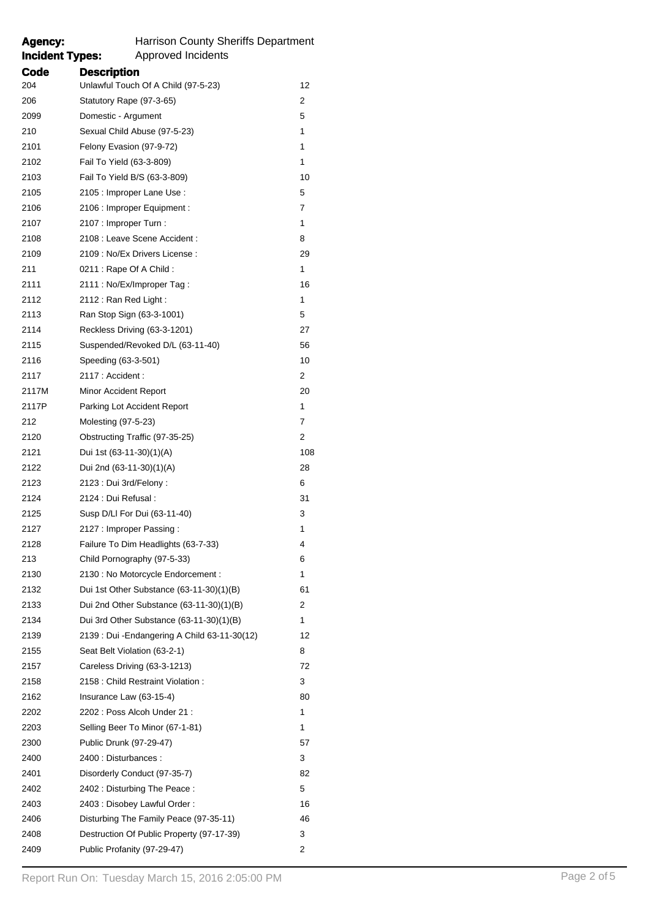**Agency:** Harrison County Sheriffs Department
**Incident Types:** Approved Incidents

| Code | Description | |
|---|---|---|
| 204 | Unlawful Touch Of A Child (97-5-23) | 12 |
| 206 | Statutory Rape (97-3-65) | 2 |
| 2099 | Domestic - Argument | 5 |
| 210 | Sexual Child Abuse (97-5-23) | 1 |
| 2101 | Felony Evasion (97-9-72) | 1 |
| 2102 | Fail To Yield (63-3-809) | 1 |
| 2103 | Fail To Yield B/S (63-3-809) | 10 |
| 2105 | 2105 : Improper Lane Use : | 5 |
| 2106 | 2106 : Improper Equipment : | 7 |
| 2107 | 2107 : Improper Turn : | 1 |
| 2108 | 2108 : Leave Scene Accident : | 8 |
| 2109 | 2109 : No/Ex Drivers License : | 29 |
| 211 | 0211 : Rape Of A Child : | 1 |
| 2111 | 2111 : No/Ex/Improper Tag : | 16 |
| 2112 | 2112 : Ran Red Light : | 1 |
| 2113 | Ran Stop Sign (63-3-1001) | 5 |
| 2114 | Reckless Driving (63-3-1201) | 27 |
| 2115 | Suspended/Revoked D/L (63-11-40) | 56 |
| 2116 | Speeding (63-3-501) | 10 |
| 2117 | 2117 : Accident : | 2 |
| 2117M | Minor Accident Report | 20 |
| 2117P | Parking Lot Accident Report | 1 |
| 212 | Molesting (97-5-23) | 7 |
| 2120 | Obstructing Traffic (97-35-25) | 2 |
| 2121 | Dui 1st (63-11-30)(1)(A) | 108 |
| 2122 | Dui 2nd (63-11-30)(1)(A) | 28 |
| 2123 | 2123 : Dui 3rd/Felony : | 6 |
| 2124 | 2124 : Dui Refusal : | 31 |
| 2125 | Susp D/Ll For Dui (63-11-40) | 3 |
| 2127 | 2127 : Improper Passing : | 1 |
| 2128 | Failure To Dim Headlights (63-7-33) | 4 |
| 213 | Child Pornography (97-5-33) | 6 |
| 2130 | 2130 : No Motorcycle Endorcement : | 1 |
| 2132 | Dui 1st Other Substance (63-11-30)(1)(B) | 61 |
| 2133 | Dui 2nd Other Substance (63-11-30)(1)(B) | 2 |
| 2134 | Dui 3rd Other Substance (63-11-30)(1)(B) | 1 |
| 2139 | 2139 : Dui -Endangering A Child 63-11-30(12) | 12 |
| 2155 | Seat Belt Violation (63-2-1) | 8 |
| 2157 | Careless Driving (63-3-1213) | 72 |
| 2158 | 2158 : Child Restraint Violation : | 3 |
| 2162 | Insurance Law (63-15-4) | 80 |
| 2202 | 2202 : Poss Alcoh Under 21 : | 1 |
| 2203 | Selling Beer To Minor (67-1-81) | 1 |
| 2300 | Public Drunk (97-29-47) | 57 |
| 2400 | 2400 : Disturbances : | 3 |
| 2401 | Disorderly Conduct (97-35-7) | 82 |
| 2402 | 2402 : Disturbing The Peace : | 5 |
| 2403 | 2403 : Disobey Lawful Order : | 16 |
| 2406 | Disturbing The Family Peace (97-35-11) | 46 |
| 2408 | Destruction Of Public Property (97-17-39) | 3 |
| 2409 | Public Profanity (97-29-47) | 2 |

Report Run On: Tuesday March 15, 2016 2:05:00 PM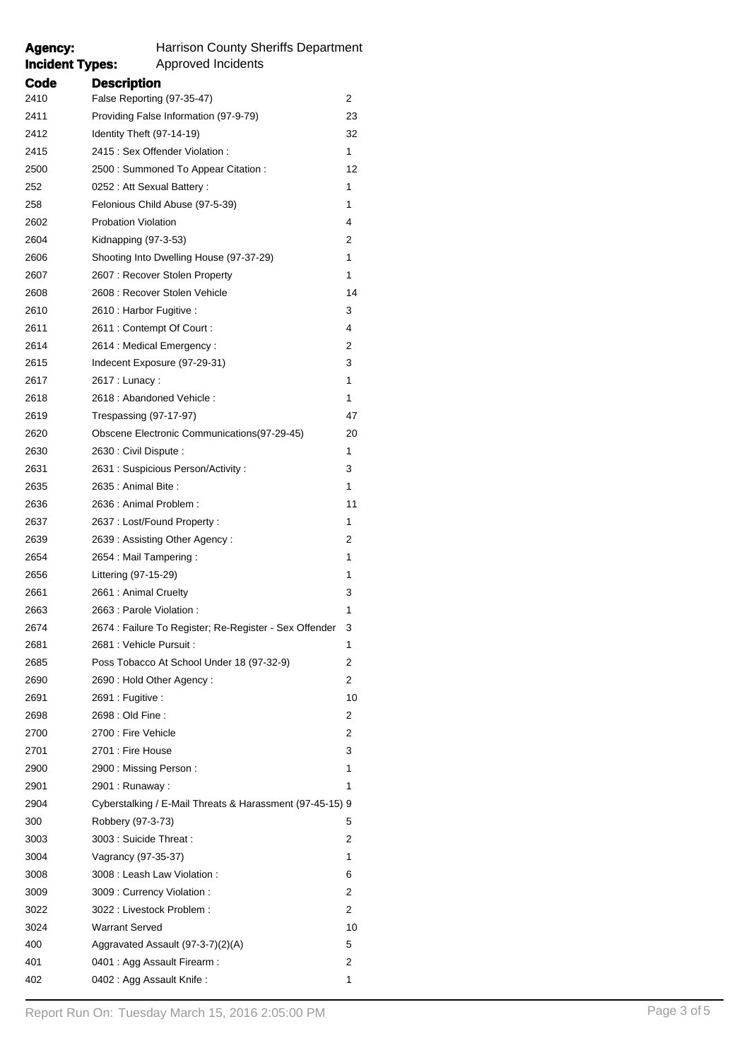**Agency:** Harrison County Sheriffs Department
**Incident Types:** Approved Incidents

| Code | Description | |
|---|---|---|
| 2410 | False Reporting (97-35-47) | 2 |
| 2411 | Providing False Information (97-9-79) | 23 |
| 2412 | Identity Theft (97-14-19) | 32 |
| 2415 | 2415 : Sex Offender Violation : | 1 |
| 2500 | 2500 : Summoned To Appear Citation : | 12 |
| 252 | 0252 : Att Sexual Battery : | 1 |
| 258 | Felonious Child Abuse (97-5-39) | 1 |
| 2602 | Probation Violation | 4 |
| 2604 | Kidnapping (97-3-53) | 2 |
| 2606 | Shooting Into Dwelling House (97-37-29) | 1 |
| 2607 | 2607 : Recover Stolen Property | 1 |
| 2608 | 2608 : Recover Stolen Vehicle | 14 |
| 2610 | 2610 : Harbor Fugitive : | 3 |
| 2611 | 2611 : Contempt Of Court : | 4 |
| 2614 | 2614 : Medical Emergency : | 2 |
| 2615 | Indecent Exposure (97-29-31) | 3 |
| 2617 | 2617 : Lunacy : | 1 |
| 2618 | 2618 : Abandoned Vehicle : | 1 |
| 2619 | Trespassing (97-17-97) | 47 |
| 2620 | Obscene Electronic Communications(97-29-45) | 20 |
| 2630 | 2630 : Civil Dispute : | 1 |
| 2631 | 2631 : Suspicious Person/Activity : | 3 |
| 2635 | 2635 : Animal Bite : | 1 |
| 2636 | 2636 : Animal Problem : | 11 |
| 2637 | 2637 : Lost/Found Property : | 1 |
| 2639 | 2639 : Assisting Other Agency : | 2 |
| 2654 | 2654 : Mail Tampering : | 1 |
| 2656 | Littering (97-15-29) | 1 |
| 2661 | 2661 : Animal Cruelty | 3 |
| 2663 | 2663 : Parole Violation : | 1 |
| 2674 | 2674 : Failure To Register; Re-Register - Sex Offender | 3 |
| 2681 | 2681 : Vehicle Pursuit : | 1 |
| 2685 | Poss Tobacco At School Under 18 (97-32-9) | 2 |
| 2690 | 2690 : Hold Other Agency : | 2 |
| 2691 | 2691 : Fugitive : | 10 |
| 2698 | 2698 : Old Fine : | 2 |
| 2700 | 2700 : Fire Vehicle | 2 |
| 2701 | 2701 : Fire House | 3 |
| 2900 | 2900 : Missing Person : | 1 |
| 2901 | 2901 : Runaway : | 1 |
| 2904 | Cyberstalking / E-Mail Threats & Harassment (97-45-15) | 9 |
| 300 | Robbery (97-3-73) | 5 |
| 3003 | 3003 : Suicide Threat : | 2 |
| 3004 | Vagrancy (97-35-37) | 1 |
| 3008 | 3008 : Leash Law Violation : | 6 |
| 3009 | 3009 : Currency Violation : | 2 |
| 3022 | 3022 : Livestock Problem : | 2 |
| 3024 | Warrant Served | 10 |
| 400 | Aggravated Assault (97-3-7)(2)(A) | 5 |
| 401 | 0401 : Agg Assault Firearm : | 2 |
| 402 | 0402 : Agg Assault Knife : | 1 |

Report Run On: Tuesday March 15, 2016 2:05:00 PM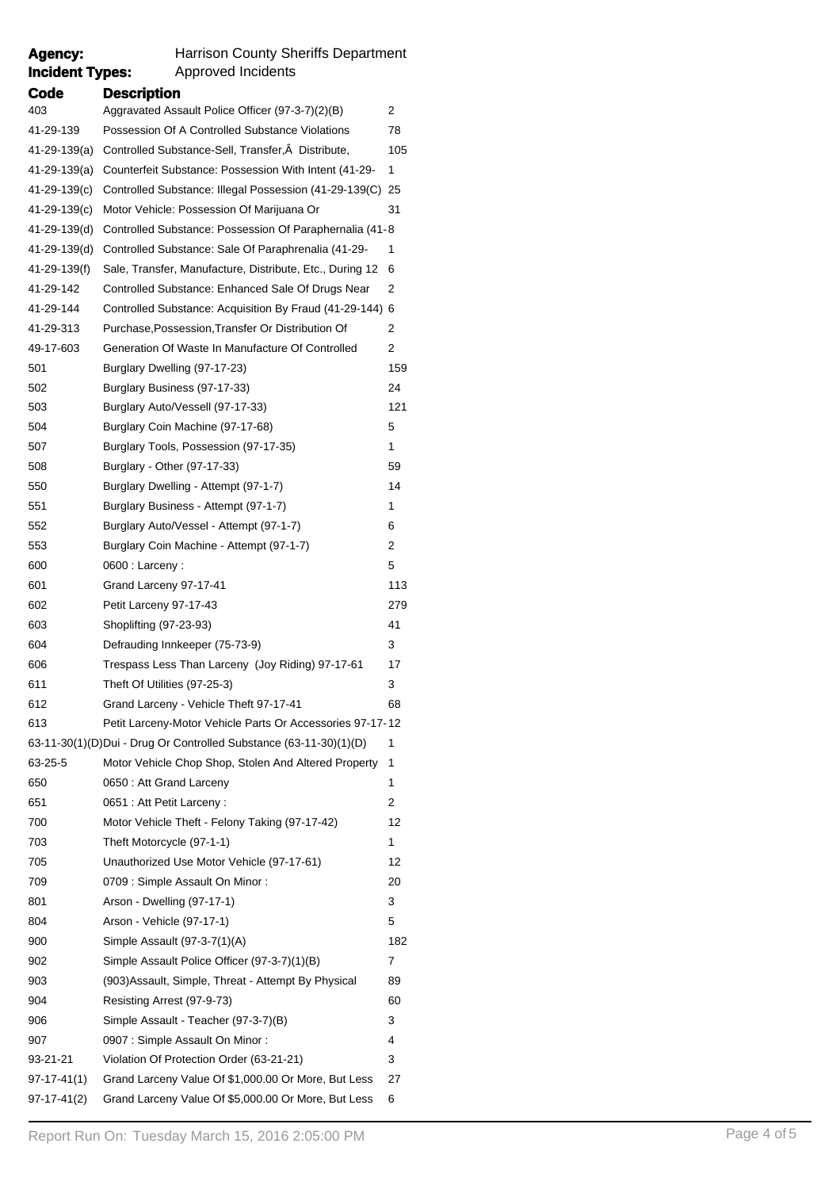**Agency:** Harrison County Sheriffs Department

**Incident Types:** Approved Incidents

| Code | Description | |
|---|---|---|
| 403 | Aggravated Assault Police Officer (97-3-7)(2)(B) | 2 |
| 41-29-139 | Possession Of A Controlled Substance Violations | 78 |
| 41-29-139(a) | Controlled Substance-Sell, Transfer,Â Distribute, | 105 |
| 41-29-139(a) | Counterfeit Substance: Possession With Intent (41-29- | 1 |
| 41-29-139(c) | Controlled Substance: Illegal Possession (41-29-139(C) | 25 |
| 41-29-139(c) | Motor Vehicle: Possession Of Marijuana Or | 31 |
| 41-29-139(d) | Controlled Substance: Possession Of Paraphernalia (41- | 8 |
| 41-29-139(d) | Controlled Substance: Sale Of Paraphrenalia (41-29- | 1 |
| 41-29-139(f) | Sale, Transfer, Manufacture, Distribute, Etc., During 12 | 6 |
| 41-29-142 | Controlled Substance: Enhanced Sale Of Drugs Near | 2 |
| 41-29-144 | Controlled Substance: Acquisition By Fraud (41-29-144) | 6 |
| 41-29-313 | Purchase,Possession,Transfer Or Distribution Of | 2 |
| 49-17-603 | Generation Of Waste In Manufacture Of Controlled | 2 |
| 501 | Burglary Dwelling (97-17-23) | 159 |
| 502 | Burglary Business (97-17-33) | 24 |
| 503 | Burglary Auto/Vessell (97-17-33) | 121 |
| 504 | Burglary Coin Machine (97-17-68) | 5 |
| 507 | Burglary Tools, Possession (97-17-35) | 1 |
| 508 | Burglary - Other (97-17-33) | 59 |
| 550 | Burglary Dwelling - Attempt (97-1-7) | 14 |
| 551 | Burglary Business - Attempt (97-1-7) | 1 |
| 552 | Burglary Auto/Vessel - Attempt (97-1-7) | 6 |
| 553 | Burglary Coin Machine - Attempt (97-1-7) | 2 |
| 600 | 0600 : Larceny : | 5 |
| 601 | Grand Larceny 97-17-41 | 113 |
| 602 | Petit Larceny 97-17-43 | 279 |
| 603 | Shoplifting (97-23-93) | 41 |
| 604 | Defrauding Innkeeper (75-73-9) | 3 |
| 606 | Trespass Less Than Larceny (Joy Riding) 97-17-61 | 17 |
| 611 | Theft Of Utilities (97-25-3) | 3 |
| 612 | Grand Larceny - Vehicle Theft 97-17-41 | 68 |
| 613 | Petit Larceny-Motor Vehicle Parts Or Accessories 97-17- | 12 |
| 63-11-30(1)(D) | Dui - Drug Or Controlled Substance (63-11-30)(1)(D) | 1 |
| 63-25-5 | Motor Vehicle Chop Shop, Stolen And Altered Property | 1 |
| 650 | 0650 : Att Grand Larceny | 1 |
| 651 | 0651 : Att Petit Larceny : | 2 |
| 700 | Motor Vehicle Theft - Felony Taking (97-17-42) | 12 |
| 703 | Theft Motorcycle (97-1-1) | 1 |
| 705 | Unauthorized Use Motor Vehicle (97-17-61) | 12 |
| 709 | 0709 : Simple Assault On Minor : | 20 |
| 801 | Arson - Dwelling (97-17-1) | 3 |
| 804 | Arson - Vehicle (97-17-1) | 5 |
| 900 | Simple Assault (97-3-7(1)(A) | 182 |
| 902 | Simple Assault Police Officer (97-3-7)(1)(B) | 7 |
| 903 | (903)Assault, Simple, Threat - Attempt By Physical | 89 |
| 904 | Resisting Arrest (97-9-73) | 60 |
| 906 | Simple Assault - Teacher (97-3-7)(B) | 3 |
| 907 | 0907 : Simple Assault On Minor : | 4 |
| 93-21-21 | Violation Of Protection Order (63-21-21) | 3 |
| 97-17-41(1) | Grand Larceny Value Of $1,000.00 Or More, But Less | 27 |
| 97-17-41(2) | Grand Larceny Value Of $5,000.00 Or More, But Less | 6 |

Report Run On: Tuesday March 15, 2016 2:05:00 PM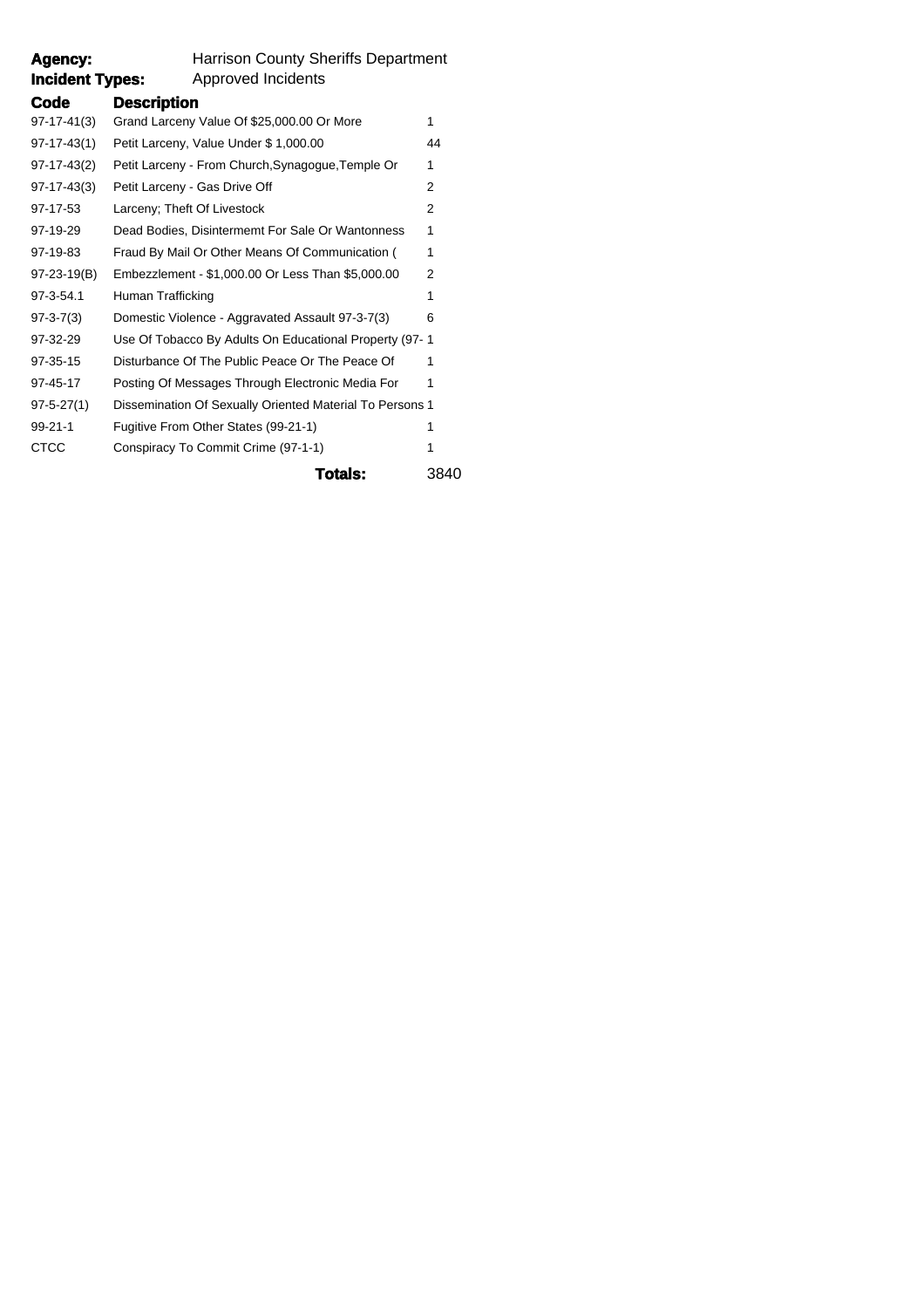**Agency:** Harrison County Sheriffs Department
**Incident Types:** Approved Incidents

| Code | Description | |
|---|---|---|
| 97-17-41(3) | Grand Larceny Value Of $25,000.00 Or More | 1 |
| 97-17-43(1) | Petit Larceny, Value Under $ 1,000.00 | 44 |
| 97-17-43(2) | Petit Larceny - From Church,Synagogue,Temple Or | 1 |
| 97-17-43(3) | Petit Larceny - Gas Drive Off | 2 |
| 97-17-53 | Larceny; Theft Of Livestock | 2 |
| 97-19-29 | Dead Bodies, Disintermemt For Sale Or Wantonness | 1 |
| 97-19-83 | Fraud By Mail Or Other Means Of Communication ( | 1 |
| 97-23-19(B) | Embezzlement - $1,000.00 Or Less Than $5,000.00 | 2 |
| 97-3-54.1 | Human Trafficking | 1 |
| 97-3-7(3) | Domestic Violence - Aggravated Assault 97-3-7(3) | 6 |
| 97-32-29 | Use Of Tobacco By Adults On Educational Property (97- | 1 |
| 97-35-15 | Disturbance Of The Public Peace Or The Peace Of | 1 |
| 97-45-17 | Posting Of Messages Through Electronic Media For | 1 |
| 97-5-27(1) | Dissemination Of Sexually Oriented Material To Persons | 1 |
| 99-21-1 | Fugitive From Other States (99-21-1) | 1 |
| CTCC | Conspiracy To Commit Crime (97-1-1) | 1 |
| | **Totals:** | 3840 |